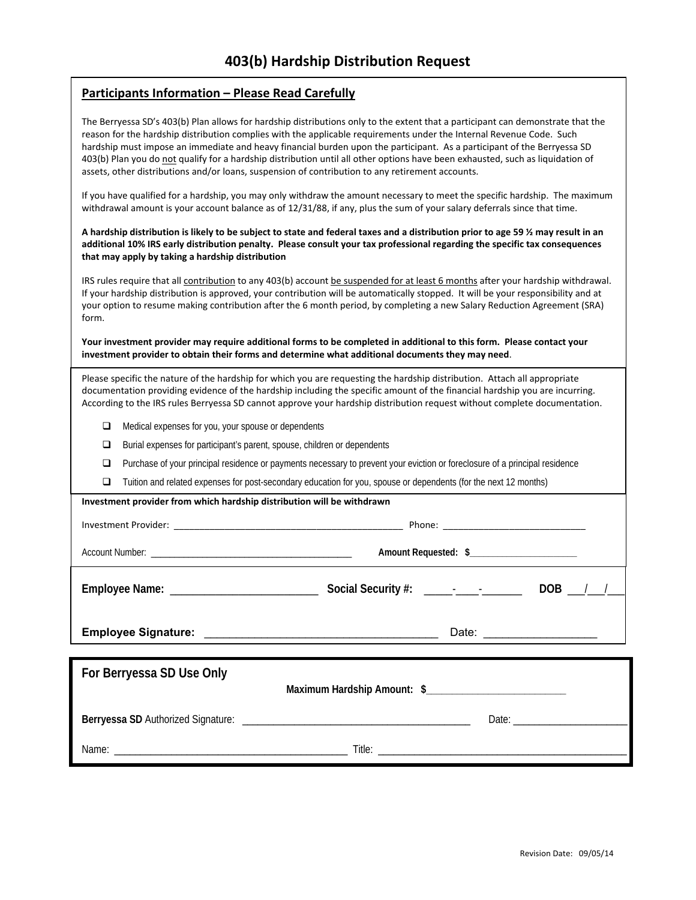# 403(b) Hardship Distribution Request

## Participants Information – Please Read Carefully

The Berryessa SD's 403(b) Plan allows for hardship distributions only to the extent that a participant can demonstrate that the reason for the hardship distribution complies with the applicable requirements under the Internal Revenue Code. Such hardship must impose an immediate and heavy financial burden upon the participant. As a participant of the Berryessa SD 403(b) Plan you do not qualify for a hardship distribution until all other options have been exhausted, such as liquidation of assets, other distributions and/or loans, suspension of contribution to any retirement accounts.

If you have qualified for a hardship, you may only withdraw the amount necessary to meet the specific hardship. The maximum withdrawal amount is your account balance as of 12/31/88, if any, plus the sum of your salary deferrals since that time.

**A hardship distribution is likely to be subject to state and federal taxes and a distribution prior to age 59 ½ may result in an additional 10% IRS early distribution penalty. Please consult your tax professional regarding the specific tax consequences that may apply by taking a hardship distribution**

IRS rules require that all contribution to any 403(b) account be suspended for at least 6 months after your hardship withdrawal. If your hardship distribution is approved, your contribution will be automatically stopped. It will be your responsibility and at your option to resume making contribution after the 6 month period, by completing a new Salary Reduction Agreement (SRA) form.

**Your investment provider may require additional forms to be completed in additional to this form. Please contact your investment provider to obtain their forms and determine what additional documents they may need**.

Please specific the nature of the hardship for which you are requesting the hardship distribution. Attach all appropriate documentation providing evidence of the hardship including the specific amount of the financial hardship you are incurring. According to the IRS rules Berryessa SD cannot approve your hardship distribution request without complete documentation.

- ☐ Medical expenses for you, your spouse or dependents
- ☐ Burial expenses for participant's parent, spouse, children or dependents
- ☐ Purchase of your principal residence or payments necessary to prevent your eviction or foreclosure of a principal residence
- ☐ Tuition and related expenses for post-secondary education for you, spouse or dependents (for the next 12 months)

**Investment provider from which hardship distribution will be withdrawn**

Investment Provider: ______________________________ Phone: ______________________

Account Number: ______________________________ **Amount Requested: $**__________________

**Employee Name:** ______________________ **Social Security #:** _____-____-_______ **DOB** ___/___/___

**Employee Signature:** ________________________________ Date: _______________

## For Berryessa SD Use Only

**Maximum Hardship Amount: $**______________________

**Berryessa SD** Authorized Signature: ________________________________ Date: __________________

Name: ________________________________ Title: ________________________________

Revision Date: 09/05/14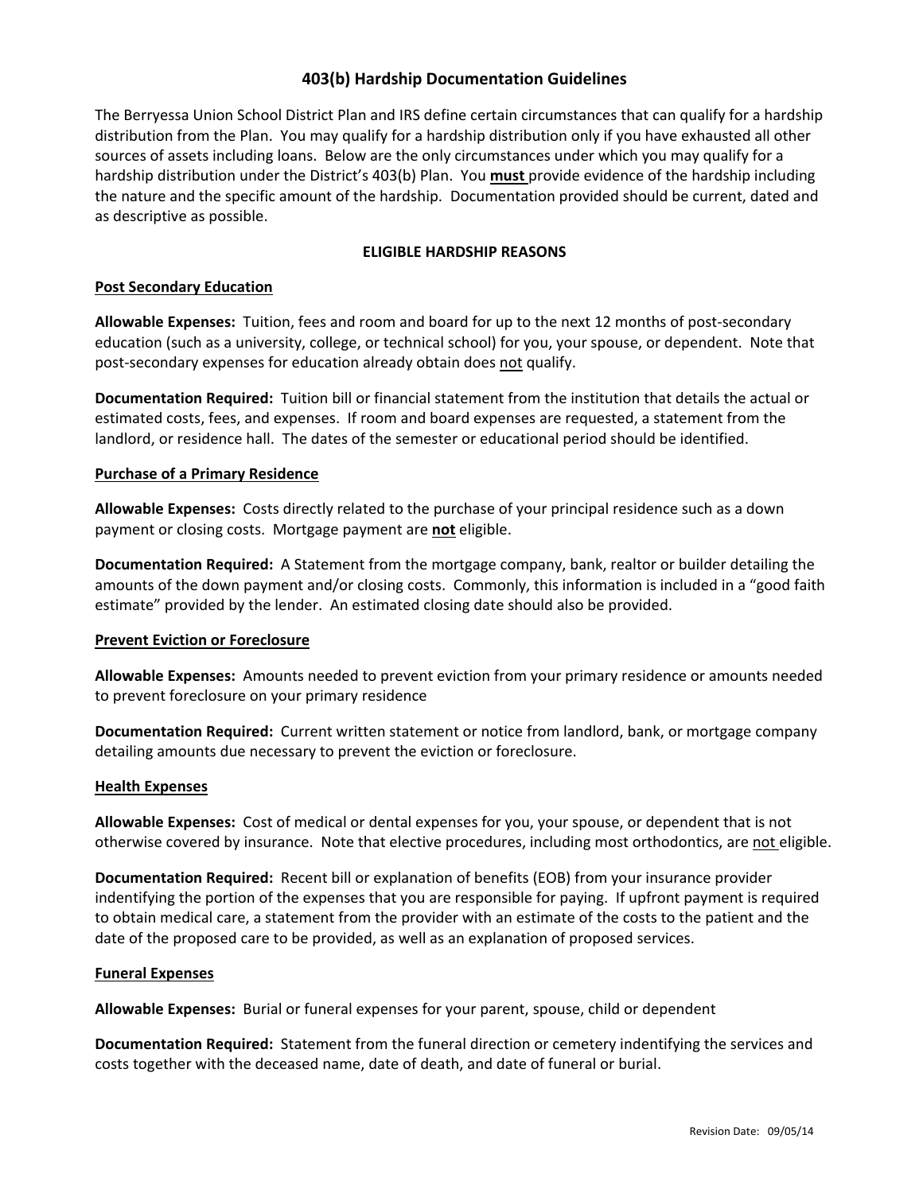# 403(b) Hardship Documentation Guidelines

The Berryessa Union School District Plan and IRS define certain circumstances that can qualify for a hardship distribution from the Plan. You may qualify for a hardship distribution only if you have exhausted all other sources of assets including loans. Below are the only circumstances under which you may qualify for a hardship distribution under the District's 403(b) Plan. You **must** provide evidence of the hardship including the nature and the specific amount of the hardship. Documentation provided should be current, dated and as descriptive as possible.

## ELIGIBLE HARDSHIP REASONS

### Post Secondary Education

**Allowable Expenses:** Tuition, fees and room and board for up to the next 12 months of post-secondary education (such as a university, college, or technical school) for you, your spouse, or dependent. Note that post-secondary expenses for education already obtain does not qualify.

**Documentation Required:** Tuition bill or financial statement from the institution that details the actual or estimated costs, fees, and expenses. If room and board expenses are requested, a statement from the landlord, or residence hall. The dates of the semester or educational period should be identified.

### Purchase of a Primary Residence

**Allowable Expenses:** Costs directly related to the purchase of your principal residence such as a down payment or closing costs. Mortgage payment are **not** eligible.

**Documentation Required:** A Statement from the mortgage company, bank, realtor or builder detailing the amounts of the down payment and/or closing costs. Commonly, this information is included in a "good faith estimate" provided by the lender. An estimated closing date should also be provided.

### Prevent Eviction or Foreclosure

**Allowable Expenses:** Amounts needed to prevent eviction from your primary residence or amounts needed to prevent foreclosure on your primary residence

**Documentation Required:** Current written statement or notice from landlord, bank, or mortgage company detailing amounts due necessary to prevent the eviction or foreclosure.

### Health Expenses

**Allowable Expenses:** Cost of medical or dental expenses for you, your spouse, or dependent that is not otherwise covered by insurance. Note that elective procedures, including most orthodontics, are not eligible.

**Documentation Required:** Recent bill or explanation of benefits (EOB) from your insurance provider indentifying the portion of the expenses that you are responsible for paying. If upfront payment is required to obtain medical care, a statement from the provider with an estimate of the costs to the patient and the date of the proposed care to be provided, as well as an explanation of proposed services.

### Funeral Expenses

**Allowable Expenses:** Burial or funeral expenses for your parent, spouse, child or dependent

**Documentation Required:** Statement from the funeral direction or cemetery indentifying the services and costs together with the deceased name, date of death, and date of funeral or burial.

Revision Date: 09/05/14